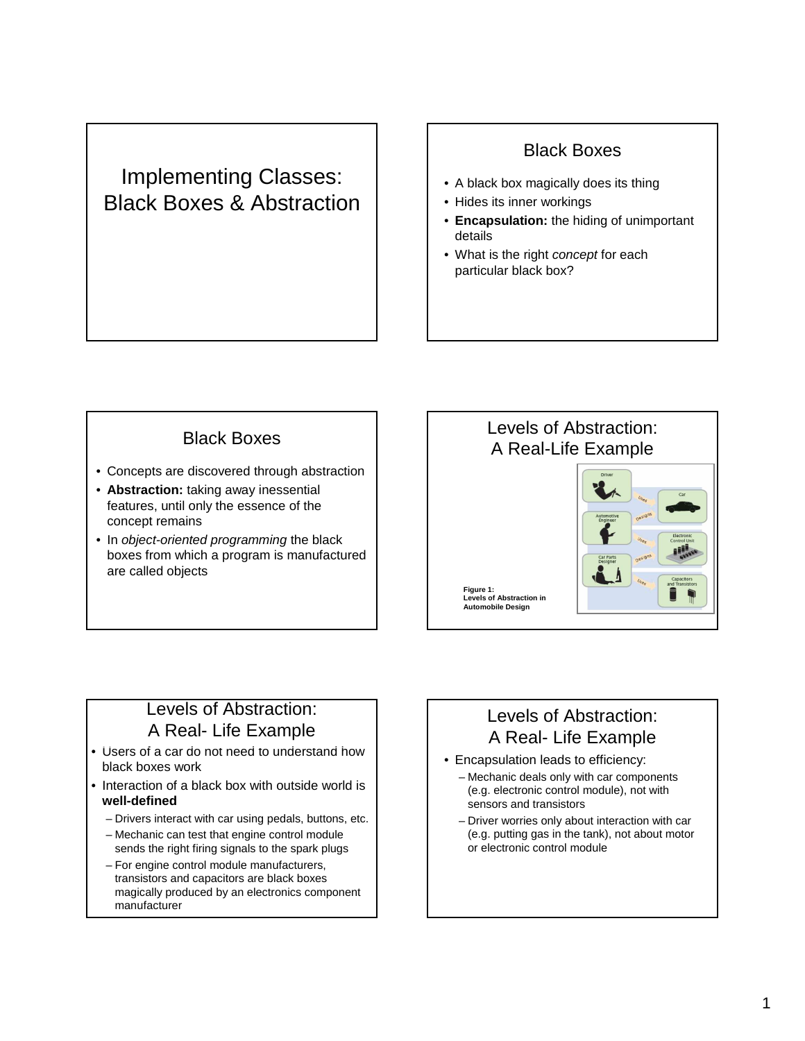# Implementing Classes: Black Boxes & Abstraction

## Black Boxes

- A black box magically does its thing
- Hides its inner workings
- **Encapsulation:** the hiding of unimportant details
- What is the right *concept* for each particular black box?

## Black Boxes

- Concepts are discovered through abstraction
- **Abstraction:** taking away inessential features, until only the essence of the concept remains
- In *object-oriented programming* the black boxes from which a program is manufactured are called objects

## Levels of Abstraction: A Real-Life Example

**Figure 1: Levels of Abstraction in Automobile Design**

## Levels of Abstraction: A Real- Life Example

- Users of a car do not need to understand how black boxes work
- Interaction of a black box with outside world is **well-defined**
  - Drivers interact with car using pedals, buttons, etc.
  - Mechanic can test that engine control module sends the right firing signals to the spark plugs
  - For engine control module manufacturers, transistors and capacitors are black boxes magically produced by an electronics component manufacturer

## Levels of Abstraction: A Real- Life Example

- Encapsulation leads to efficiency:
  - Mechanic deals only with car components (e.g. electronic control module), not with sensors and transistors
  - Driver worries only about interaction with car (e.g. putting gas in the tank), not about motor or electronic control module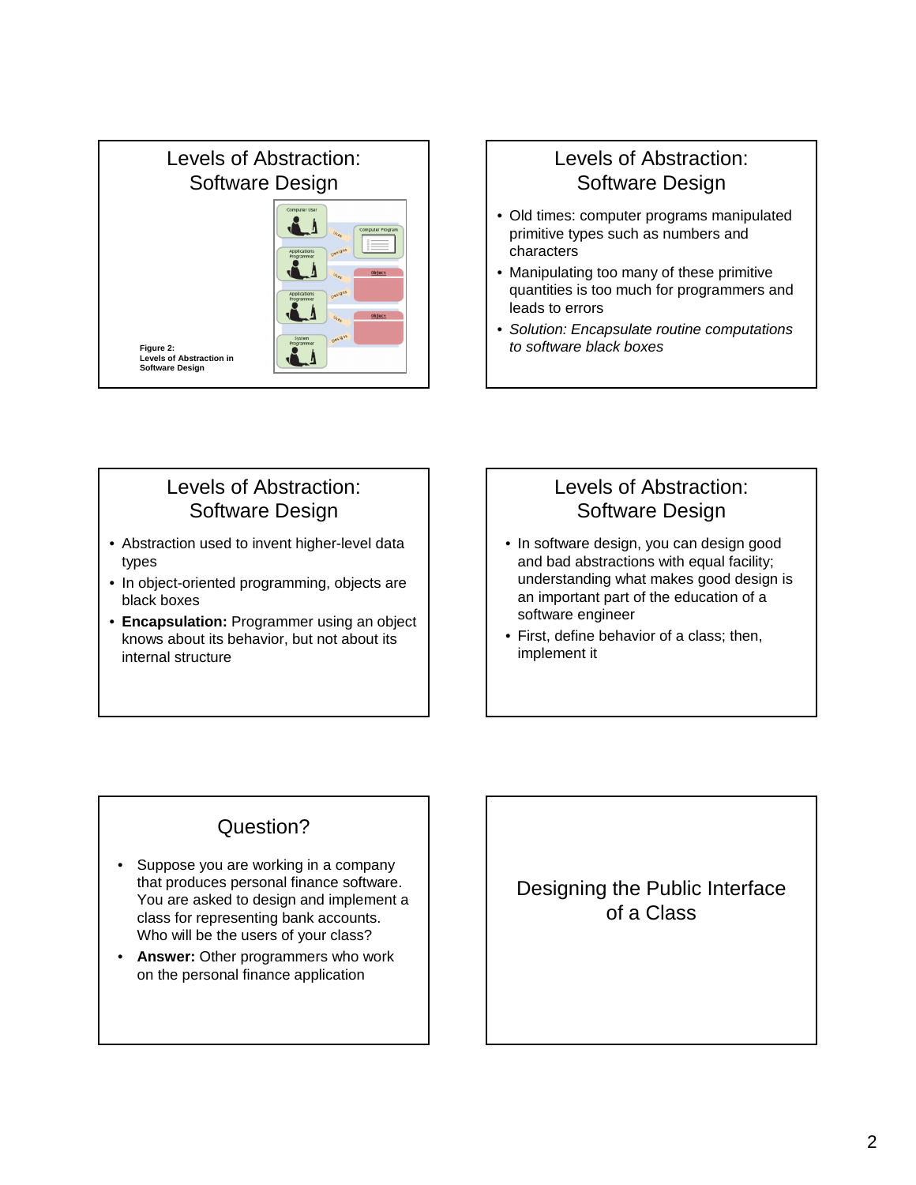## Levels of Abstraction: Software Design

Figure 2:
Levels of Abstraction in Software Design

## Levels of Abstraction: Software Design

- Old times: computer programs manipulated primitive types such as numbers and characters
- Manipulating too many of these primitive quantities is too much for programmers and leads to errors
- *Solution: Encapsulate routine computations to software black boxes*

## Levels of Abstraction: Software Design

- Abstraction used to invent higher-level data types
- In object-oriented programming, objects are black boxes
- **Encapsulation:** Programmer using an object knows about its behavior, but not about its internal structure

## Levels of Abstraction: Software Design

- In software design, you can design good and bad abstractions with equal facility; understanding what makes good design is an important part of the education of a software engineer
- First, define behavior of a class; then, implement it

## Question?

- Suppose you are working in a company that produces personal finance software. You are asked to design and implement a class for representing bank accounts. Who will be the users of your class?
- **Answer:** Other programmers who work on the personal finance application

## Designing the Public Interface of a Class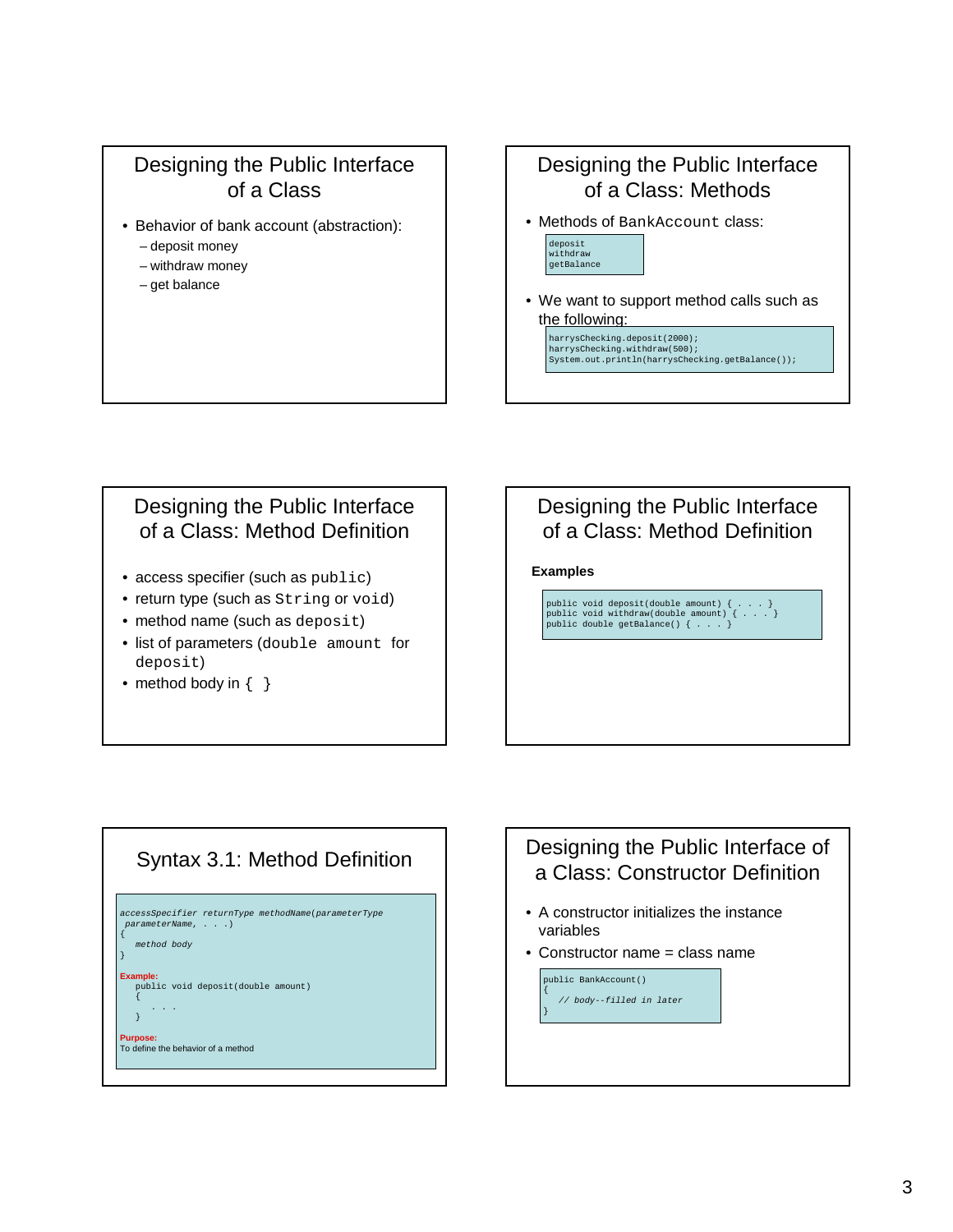## Designing the Public Interface of a Class

- Behavior of bank account (abstraction):
  - deposit money
  - withdraw money
  - get balance

## Designing the Public Interface of a Class: Methods

- Methods of `BankAccount` class:

```
deposit
withdraw
getBalance
```

- We want to support method calls such as the following:

```
harrysChecking.deposit(2000);
harrysChecking.withdraw(500);
System.out.println(harrysChecking.getBalance());
```

## Designing the Public Interface of a Class: Method Definition

- access specifier (such as `public`)
- return type (such as `String` or `void`)
- method name (such as `deposit`)
- list of parameters (`double amount` for `deposit`)
- method body in `{ }`

## Designing the Public Interface of a Class: Method Definition

**Examples**

```
public void deposit(double amount) { . . . }
public void withdraw(double amount) { . . . }
public double getBalance() { . . . }
```

## Syntax 3.1: Method Definition

```
accessSpecifier returnType methodName(parameterType
 parameterName, . . .)
{
   method body
}
```

**Example:**

```
   public void deposit(double amount)
   {
      . . .
   }
```

**Purpose:**
To define the behavior of a method

## Designing the Public Interface of a Class: Constructor Definition

- A constructor initializes the instance variables
- Constructor name = class name

```
public BankAccount()
{
   // body--filled in later
}
```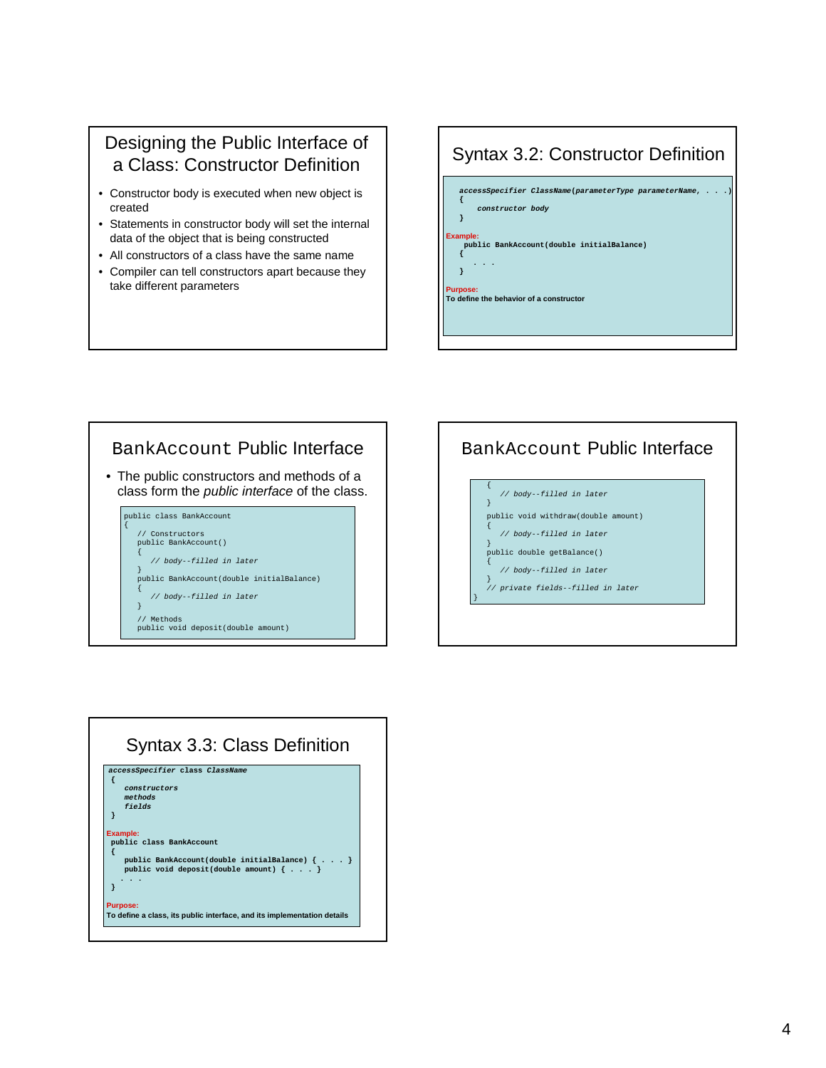## Designing the Public Interface of a Class: Constructor Definition

- Constructor body is executed when new object is created
- Statements in constructor body will set the internal data of the object that is being constructed
- All constructors of a class have the same name
- Compiler can tell constructors apart because they take different parameters

## Syntax 3.2: Constructor Definition

```
accessSpecifier ClassName(parameterType parameterName, . . .)
{
   constructor body
}
```

**Example:**

```
public BankAccount(double initialBalance)
{
   . . .
}
```

**Purpose:**
To define the behavior of a constructor

## `BankAccount` Public Interface

- The public constructors and methods of a class form the *public interface* of the class.

```
public class BankAccount
{
   // Constructors
   public BankAccount()
   {
      // body--filled in later
   }
   public BankAccount(double initialBalance)
   {
      // body--filled in later
   }
   // Methods
   public void deposit(double amount)
```

## `BankAccount` Public Interface

```
   {
      // body--filled in later
   }
   public void withdraw(double amount)
   {
      // body--filled in later
   }
   public double getBalance()
   {
      // body--filled in later
   }
   // private fields--filled in later
}
```

## Syntax 3.3: Class Definition

```
accessSpecifier class ClassName
{
   constructors
   methods
   fields
}
```

**Example:**

```
public class BankAccount
{
   public BankAccount(double initialBalance) { . . . }
   public void deposit(double amount) { . . . }
   . . .
}
```

**Purpose:**
To define a class, its public interface, and its implementation details